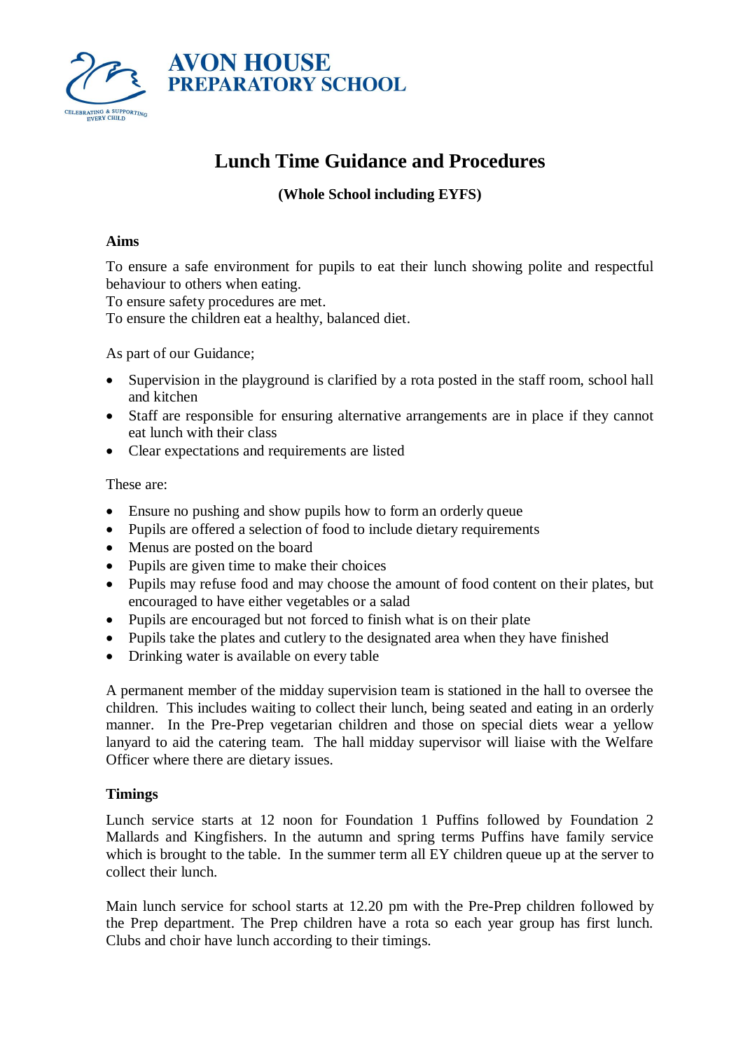**AVON HOUSE**
**PREPARATORY SCHOOL**

CELEBRATING & SUPPORTING EVERY CHILD

# Lunch Time Guidance and Procedures

**(Whole School including EYFS)**

### Aims

To ensure a safe environment for pupils to eat their lunch showing polite and respectful behaviour to others when eating.
To ensure safety procedures are met.
To ensure the children eat a healthy, balanced diet.

As part of our Guidance;

- Supervision in the playground is clarified by a rota posted in the staff room, school hall and kitchen
- Staff are responsible for ensuring alternative arrangements are in place if they cannot eat lunch with their class
- Clear expectations and requirements are listed

These are:

- Ensure no pushing and show pupils how to form an orderly queue
- Pupils are offered a selection of food to include dietary requirements
- Menus are posted on the board
- Pupils are given time to make their choices
- Pupils may refuse food and may choose the amount of food content on their plates, but encouraged to have either vegetables or a salad
- Pupils are encouraged but not forced to finish what is on their plate
- Pupils take the plates and cutlery to the designated area when they have finished
- Drinking water is available on every table

A permanent member of the midday supervision team is stationed in the hall to oversee the children. This includes waiting to collect their lunch, being seated and eating in an orderly manner. In the Pre-Prep vegetarian children and those on special diets wear a yellow lanyard to aid the catering team. The hall midday supervisor will liaise with the Welfare Officer where there are dietary issues.

### Timings

Lunch service starts at 12 noon for Foundation 1 Puffins followed by Foundation 2 Mallards and Kingfishers. In the autumn and spring terms Puffins have family service which is brought to the table. In the summer term all EY children queue up at the server to collect their lunch.

Main lunch service for school starts at 12.20 pm with the Pre-Prep children followed by the Prep department. The Prep children have a rota so each year group has first lunch. Clubs and choir have lunch according to their timings.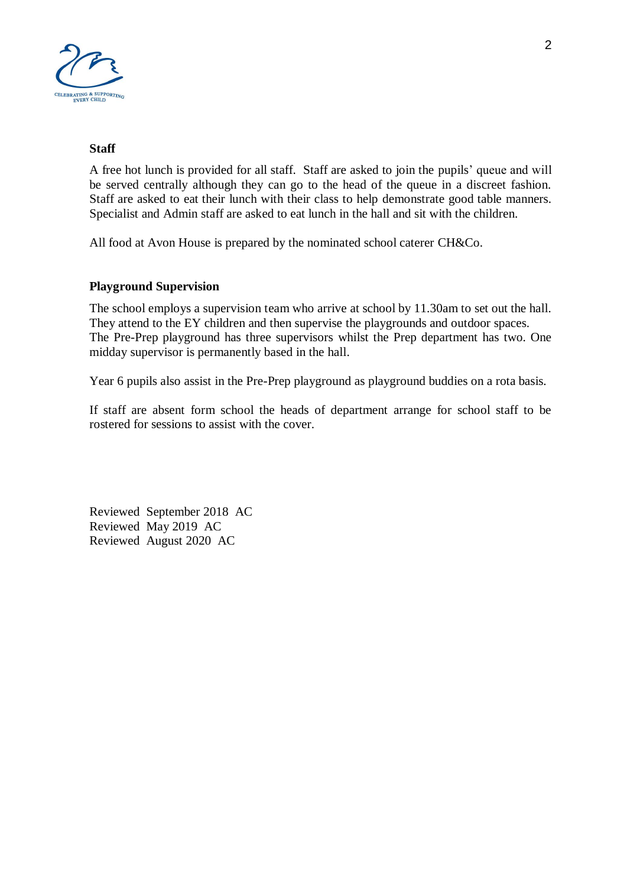**Staff**

A free hot lunch is provided for all staff. Staff are asked to join the pupils' queue and will be served centrally although they can go to the head of the queue in a discreet fashion. Staff are asked to eat their lunch with their class to help demonstrate good table manners. Specialist and Admin staff are asked to eat lunch in the hall and sit with the children.

All food at Avon House is prepared by the nominated school caterer CH&Co.

**Playground Supervision**

The school employs a supervision team who arrive at school by 11.30am to set out the hall. They attend to the EY children and then supervise the playgrounds and outdoor spaces. The Pre-Prep playground has three supervisors whilst the Prep department has two. One midday supervisor is permanently based in the hall.

Year 6 pupils also assist in the Pre-Prep playground as playground buddies on a rota basis.

If staff are absent form school the heads of department arrange for school staff to be rostered for sessions to assist with the cover.

Reviewed September 2018 AC
Reviewed May 2019 AC
Reviewed August 2020 AC